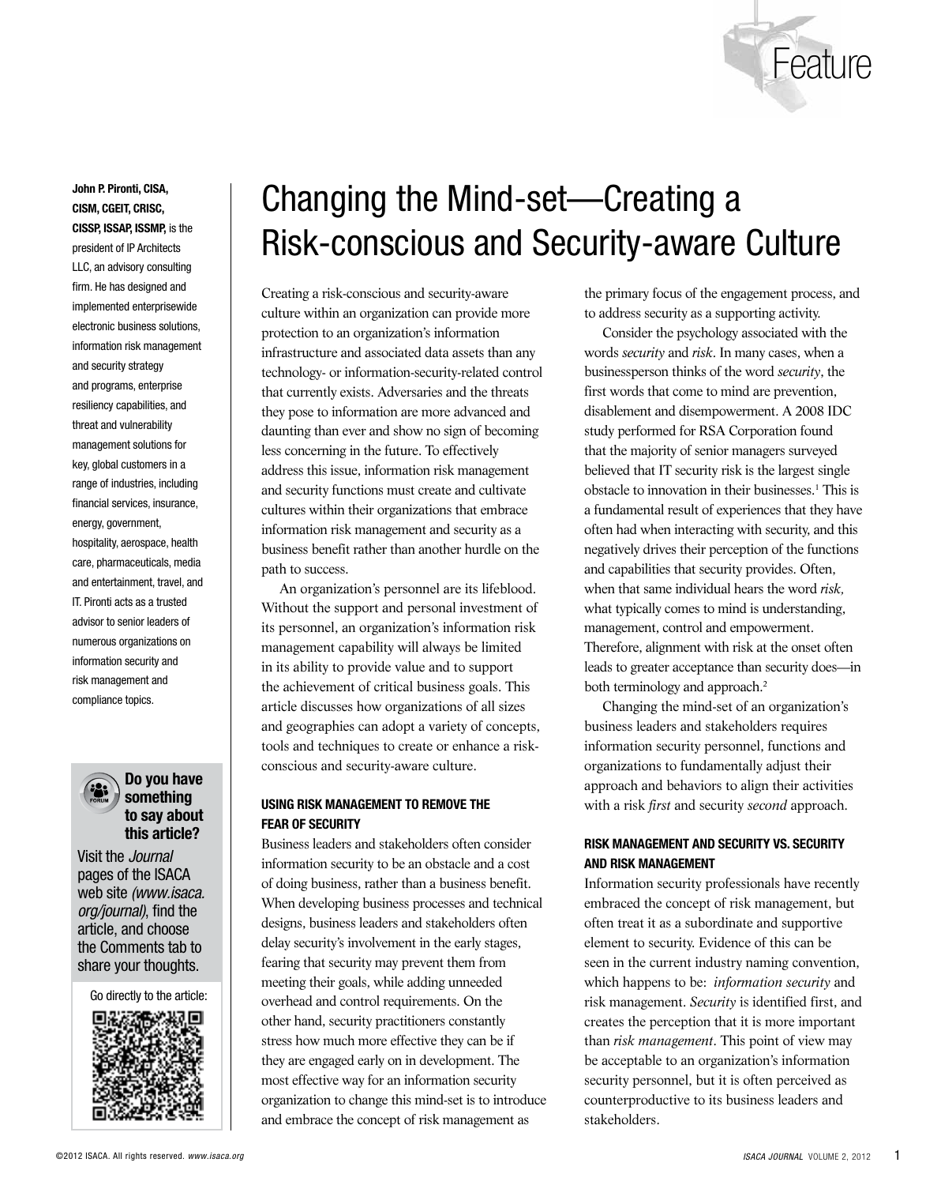Feature

# Changing the Mind-set—Creating a Risk-conscious and Security-aware Culture

**John P. Pironti, CISA, CISM, CGEIT, CRISC, CISSP, ISSAP, ISSMP,** is the president of IP Architects LLC, an advisory consulting firm. He has designed and implemented enterprisewide electronic business solutions, information risk management and security strategy and programs, enterprise resiliency capabilities, and threat and vulnerability management solutions for key, global customers in a range of industries, including financial services, insurance, energy, government, hospitality, aerospace, health care, pharmaceuticals, media and entertainment, travel, and IT. Pironti acts as a trusted advisor to senior leaders of numerous organizations on information security and risk management and compliance topics.

**Do you have something to say about this article?**

Visit the *Journal* pages of the ISACA web site *(www.isaca.org/journal)*, find the article, and choose the Comments tab to share your thoughts.

Go directly to the article:

Creating a risk-conscious and security-aware culture within an organization can provide more protection to an organization's information infrastructure and associated data assets than any technology- or information-security-related control that currently exists. Adversaries and the threats they pose to information are more advanced and daunting than ever and show no sign of becoming less concerning in the future. To effectively address this issue, information risk management and security functions must create and cultivate cultures within their organizations that embrace information risk management and security as a business benefit rather than another hurdle on the path to success.

An organization's personnel are its lifeblood. Without the support and personal investment of its personnel, an organization's information risk management capability will always be limited in its ability to provide value and to support the achievement of critical business goals. This article discusses how organizations of all sizes and geographies can adopt a variety of concepts, tools and techniques to create or enhance a risk-conscious and security-aware culture.

## USING RISK MANAGEMENT TO REMOVE THE FEAR OF SECURITY

Business leaders and stakeholders often consider information security to be an obstacle and a cost of doing business, rather than a business benefit. When developing business processes and technical designs, business leaders and stakeholders often delay security's involvement in the early stages, fearing that security may prevent them from meeting their goals, while adding unneeded overhead and control requirements. On the other hand, security practitioners constantly stress how much more effective they can be if they are engaged early on in development. The most effective way for an information security organization to change this mind-set is to introduce and embrace the concept of risk management as the primary focus of the engagement process, and to address security as a supporting activity.

Consider the psychology associated with the words *security* and *risk*. In many cases, when a businessperson thinks of the word *security*, the first words that come to mind are prevention, disablement and disempowerment. A 2008 IDC study performed for RSA Corporation found that the majority of senior managers surveyed believed that IT security risk is the largest single obstacle to innovation in their businesses.[1] This is a fundamental result of experiences that they have often had when interacting with security, and this negatively drives their perception of the functions and capabilities that security provides. Often, when that same individual hears the word *risk,* what typically comes to mind is understanding, management, control and empowerment. Therefore, alignment with risk at the onset often leads to greater acceptance than security does—in both terminology and approach.[2]

Changing the mind-set of an organization's business leaders and stakeholders requires information security personnel, functions and organizations to fundamentally adjust their approach and behaviors to align their activities with a risk *first* and security *second* approach.

## RISK MANAGEMENT AND SECURITY VS. SECURITY AND RISK MANAGEMENT

Information security professionals have recently embraced the concept of risk management, but often treat it as a subordinate and supportive element to security. Evidence of this can be seen in the current industry naming convention, which happens to be: *information security* and risk management. *Security* is identified first, and creates the perception that it is more important than *risk management*. This point of view may be acceptable to an organization's information security personnel, but it is often perceived as counterproductive to its business leaders and stakeholders.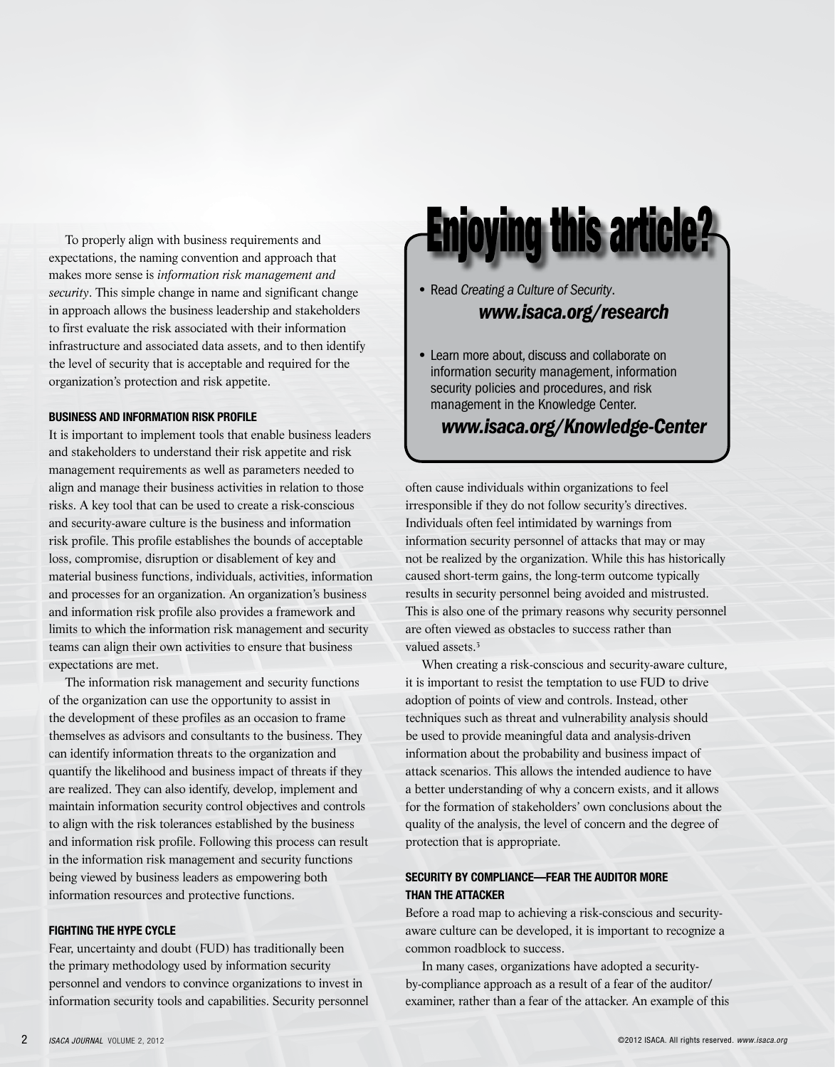To properly align with business requirements and expectations, the naming convention and approach that makes more sense is *information risk management and security*. This simple change in name and significant change in approach allows the business leadership and stakeholders to first evaluate the risk associated with their information infrastructure and associated data assets, and to then identify the level of security that is acceptable and required for the organization's protection and risk appetite.

#### BUSINESS AND INFORMATION RISK PROFILE

It is important to implement tools that enable business leaders and stakeholders to understand their risk appetite and risk management requirements as well as parameters needed to align and manage their business activities in relation to those risks. A key tool that can be used to create a risk-conscious and security-aware culture is the business and information risk profile. This profile establishes the bounds of acceptable loss, compromise, disruption or disablement of key and material business functions, individuals, activities, information and processes for an organization. An organization's business and information risk profile also provides a framework and limits to which the information risk management and security teams can align their own activities to ensure that business expectations are met.

The information risk management and security functions of the organization can use the opportunity to assist in the development of these profiles as an occasion to frame themselves as advisors and consultants to the business. They can identify information threats to the organization and quantify the likelihood and business impact of threats if they are realized. They can also identify, develop, implement and maintain information security control objectives and controls to align with the risk tolerances established by the business and information risk profile. Following this process can result in the information risk management and security functions being viewed by business leaders as empowering both information resources and protective functions.

#### FIGHTING THE HYPE CYCLE

Fear, uncertainty and doubt (FUD) has traditionally been the primary methodology used by information security personnel and vendors to convince organizations to invest in information security tools and capabilities. Security personnel often cause individuals within organizations to feel irresponsible if they do not follow security's directives. Individuals often feel intimidated by warnings from information security personnel of attacks that may or may not be realized by the organization. While this has historically caused short-term gains, the long-term outcome typically results in security personnel being avoided and mistrusted. This is also one of the primary reasons why security personnel are often viewed as obstacles to success rather than valued assets.[3]

When creating a risk-conscious and security-aware culture, it is important to resist the temptation to use FUD to drive adoption of points of view and controls. Instead, other techniques such as threat and vulnerability analysis should be used to provide meaningful data and analysis-driven information about the probability and business impact of attack scenarios. This allows the intended audience to have a better understanding of why a concern exists, and it allows for the formation of stakeholders' own conclusions about the quality of the analysis, the level of concern and the degree of protection that is appropriate.

#### SECURITY BY COMPLIANCE—FEAR THE AUDITOR MORE THAN THE ATTACKER

Before a road map to achieving a risk-conscious and security-aware culture can be developed, it is important to recognize a common roadblock to success.

In many cases, organizations have adopted a security-by-compliance approach as a result of a fear of the auditor/examiner, rather than a fear of the attacker. An example of this

**Enjoying this article?**

- Read *Creating a Culture of Security*. ***www.isaca.org/research***
- Learn more about, discuss and collaborate on information security management, information security policies and procedures, and risk management in the Knowledge Center. ***www.isaca.org/Knowledge-Center***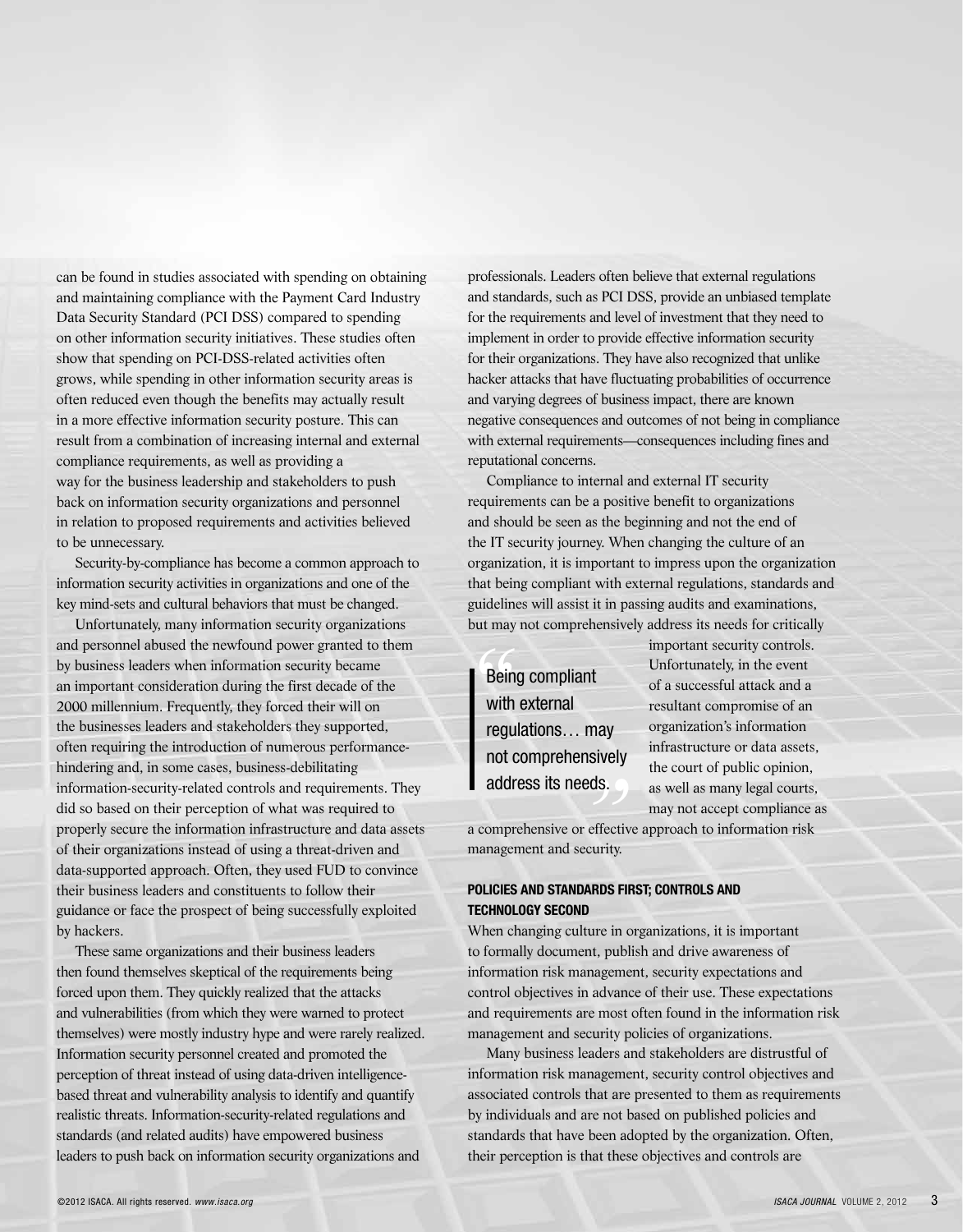can be found in studies associated with spending on obtaining and maintaining compliance with the Payment Card Industry Data Security Standard (PCI DSS) compared to spending on other information security initiatives. These studies often show that spending on PCI-DSS-related activities often grows, while spending in other information security areas is often reduced even though the benefits may actually result in a more effective information security posture. This can result from a combination of increasing internal and external compliance requirements, as well as providing a way for the business leadership and stakeholders to push back on information security organizations and personnel in relation to proposed requirements and activities believed to be unnecessary.

Security-by-compliance has become a common approach to information security activities in organizations and one of the key mind-sets and cultural behaviors that must be changed.

Unfortunately, many information security organizations and personnel abused the newfound power granted to them by business leaders when information security became an important consideration during the first decade of the 2000 millennium. Frequently, they forced their will on the businesses leaders and stakeholders they supported, often requiring the introduction of numerous performance-hindering and, in some cases, business-debilitating information-security-related controls and requirements. They did so based on their perception of what was required to properly secure the information infrastructure and data assets of their organizations instead of using a threat-driven and data-supported approach. Often, they used FUD to convince their business leaders and constituents to follow their guidance or face the prospect of being successfully exploited by hackers.

These same organizations and their business leaders then found themselves skeptical of the requirements being forced upon them. They quickly realized that the attacks and vulnerabilities (from which they were warned to protect themselves) were mostly industry hype and were rarely realized. Information security personnel created and promoted the perception of threat instead of using data-driven intelligence-based threat and vulnerability analysis to identify and quantify realistic threats. Information-security-related regulations and standards (and related audits) have empowered business leaders to push back on information security organizations and professionals. Leaders often believe that external regulations and standards, such as PCI DSS, provide an unbiased template for the requirements and level of investment that they need to implement in order to provide effective information security for their organizations. They have also recognized that unlike hacker attacks that have fluctuating probabilities of occurrence and varying degrees of business impact, there are known negative consequences and outcomes of not being in compliance with external requirements—consequences including fines and reputational concerns.

Compliance to internal and external IT security requirements can be a positive benefit to organizations and should be seen as the beginning and not the end of the IT security journey. When changing the culture of an organization, it is important to impress upon the organization that being compliant with external regulations, standards and guidelines will assist it in passing audits and examinations, but may not comprehensively address its needs for critically important security controls. Unfortunately, in the event of a successful attack and a resultant compromise of an organization's information infrastructure or data assets, the court of public opinion, as well as many legal courts, may not accept compliance as a comprehensive or effective approach to information risk management and security.

> "Being compliant with external regulations… may not comprehensively address its needs."

### POLICIES AND STANDARDS FIRST; CONTROLS AND TECHNOLOGY SECOND

When changing culture in organizations, it is important to formally document, publish and drive awareness of information risk management, security expectations and control objectives in advance of their use. These expectations and requirements are most often found in the information risk management and security policies of organizations.

Many business leaders and stakeholders are distrustful of information risk management, security control objectives and associated controls that are presented to them as requirements by individuals and are not based on published policies and standards that have been adopted by the organization. Often, their perception is that these objectives and controls are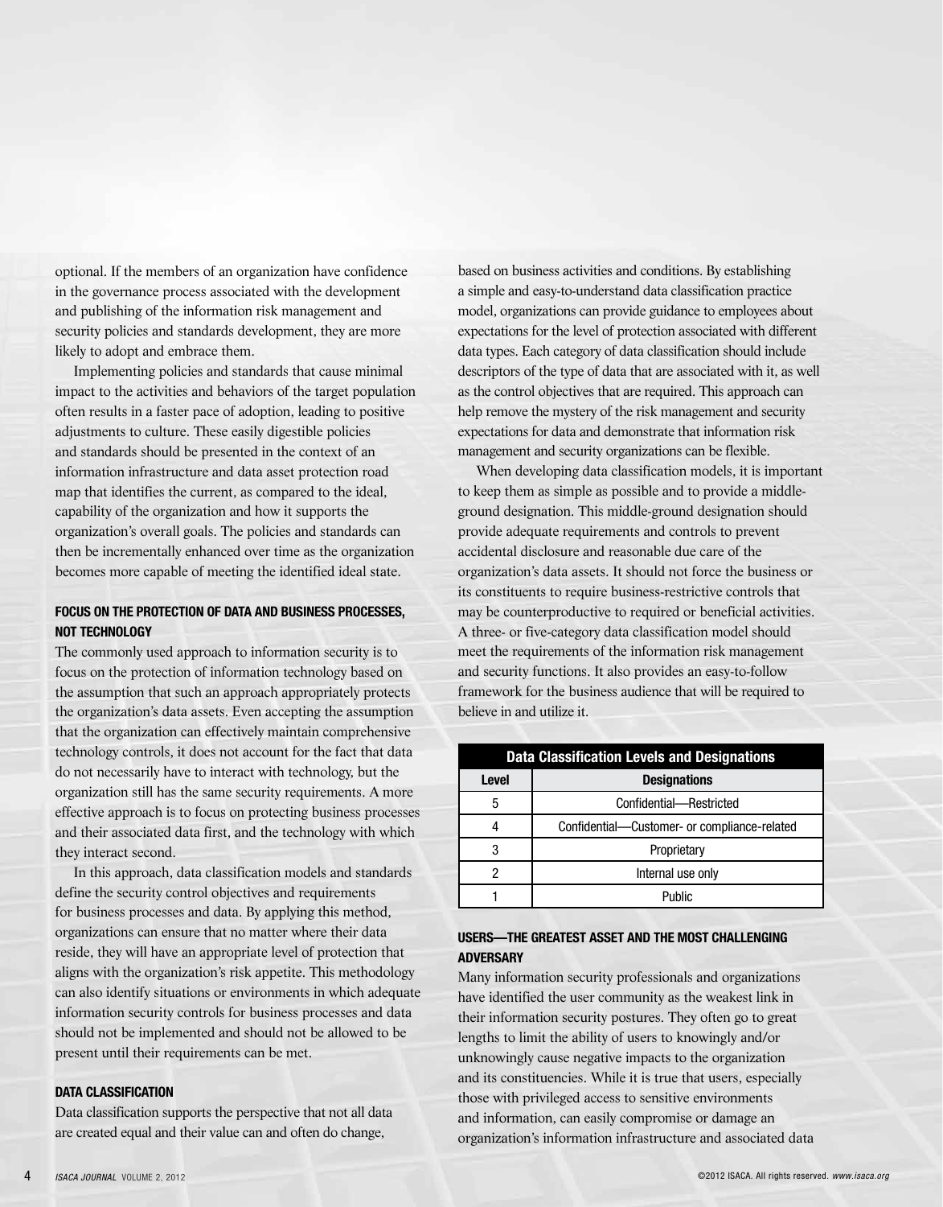optional. If the members of an organization have confidence in the governance process associated with the development and publishing of the information risk management and security policies and standards development, they are more likely to adopt and embrace them.

Implementing policies and standards that cause minimal impact to the activities and behaviors of the target population often results in a faster pace of adoption, leading to positive adjustments to culture. These easily digestible policies and standards should be presented in the context of an information infrastructure and data asset protection road map that identifies the current, as compared to the ideal, capability of the organization and how it supports the organization's overall goals. The policies and standards can then be incrementally enhanced over time as the organization becomes more capable of meeting the identified ideal state.

### FOCUS ON THE PROTECTION OF DATA AND BUSINESS PROCESSES, NOT TECHNOLOGY

The commonly used approach to information security is to focus on the protection of information technology based on the assumption that such an approach appropriately protects the organization's data assets. Even accepting the assumption that the organization can effectively maintain comprehensive technology controls, it does not account for the fact that data do not necessarily have to interact with technology, but the organization still has the same security requirements. A more effective approach is to focus on protecting business processes and their associated data first, and the technology with which they interact second.

In this approach, data classification models and standards define the security control objectives and requirements for business processes and data. By applying this method, organizations can ensure that no matter where their data reside, they will have an appropriate level of protection that aligns with the organization's risk appetite. This methodology can also identify situations or environments in which adequate information security controls for business processes and data should not be implemented and should not be allowed to be present until their requirements can be met.

### DATA CLASSIFICATION

Data classification supports the perspective that not all data are created equal and their value can and often do change, based on business activities and conditions. By establishing a simple and easy-to-understand data classification practice model, organizations can provide guidance to employees about expectations for the level of protection associated with different data types. Each category of data classification should include descriptors of the type of data that are associated with it, as well as the control objectives that are required. This approach can help remove the mystery of the risk management and security expectations for data and demonstrate that information risk management and security organizations can be flexible.

When developing data classification models, it is important to keep them as simple as possible and to provide a middle-ground designation. This middle-ground designation should provide adequate requirements and controls to prevent accidental disclosure and reasonable due care of the organization's data assets. It should not force the business or its constituents to require business-restrictive controls that may be counterproductive to required or beneficial activities. A three- or five-category data classification model should meet the requirements of the information risk management and security functions. It also provides an easy-to-follow framework for the business audience that will be required to believe in and utilize it.

**Data Classification Levels and Designations**

| Level | Designations |
|---|---|
| 5 | Confidential—Restricted |
| 4 | Confidential—Customer- or compliance-related |
| 3 | Proprietary |
| 2 | Internal use only |
| 1 | Public |

### USERS—THE GREATEST ASSET AND THE MOST CHALLENGING ADVERSARY

Many information security professionals and organizations have identified the user community as the weakest link in their information security postures. They often go to great lengths to limit the ability of users to knowingly and/or unknowingly cause negative impacts to the organization and its constituencies. While it is true that users, especially those with privileged access to sensitive environments and information, can easily compromise or damage an organization's information infrastructure and associated data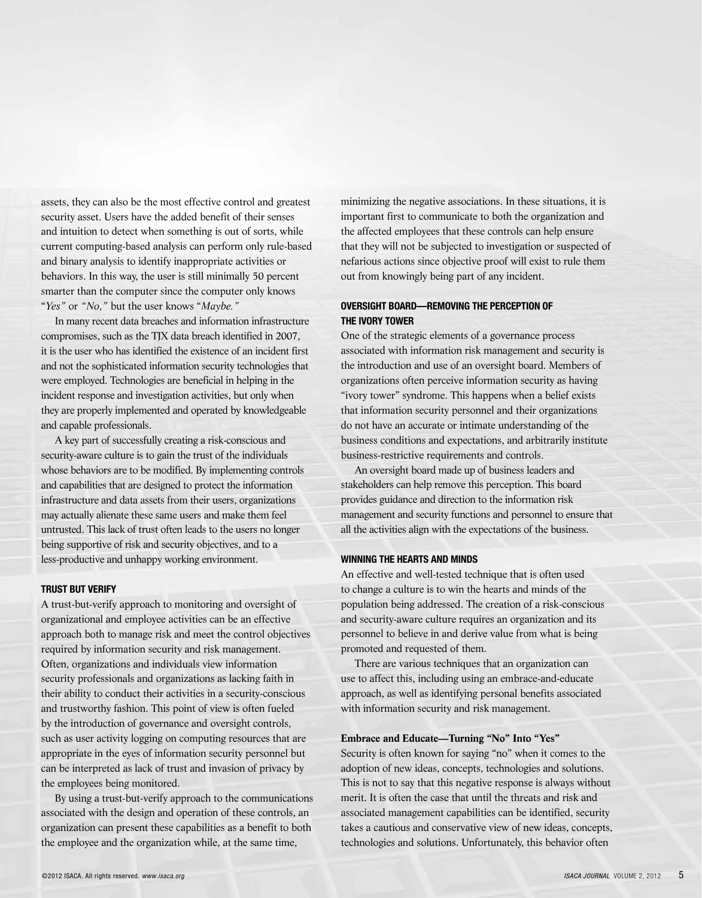assets, they can also be the most effective control and greatest security asset. Users have the added benefit of their senses and intuition to detect when something is out of sorts, while current computing-based analysis can perform only rule-based and binary analysis to identify inappropriate activities or behaviors. In this way, the user is still minimally 50 percent smarter than the computer since the computer only knows "*Yes"* or *"No,"* but the user knows "*Maybe."*

In many recent data breaches and information infrastructure compromises, such as the TJX data breach identified in 2007, it is the user who has identified the existence of an incident first and not the sophisticated information security technologies that were employed. Technologies are beneficial in helping in the incident response and investigation activities, but only when they are properly implemented and operated by knowledgeable and capable professionals.

A key part of successfully creating a risk-conscious and security-aware culture is to gain the trust of the individuals whose behaviors are to be modified. By implementing controls and capabilities that are designed to protect the information infrastructure and data assets from their users, organizations may actually alienate these same users and make them feel untrusted. This lack of trust often leads to the users no longer being supportive of risk and security objectives, and to a less-productive and unhappy working environment.

### TRUST BUT VERIFY

A trust-but-verify approach to monitoring and oversight of organizational and employee activities can be an effective approach both to manage risk and meet the control objectives required by information security and risk management. Often, organizations and individuals view information security professionals and organizations as lacking faith in their ability to conduct their activities in a security-conscious and trustworthy fashion. This point of view is often fueled by the introduction of governance and oversight controls, such as user activity logging on computing resources that are appropriate in the eyes of information security personnel but can be interpreted as lack of trust and invasion of privacy by the employees being monitored.

By using a trust-but-verify approach to the communications associated with the design and operation of these controls, an organization can present these capabilities as a benefit to both the employee and the organization while, at the same time, minimizing the negative associations. In these situations, it is important first to communicate to both the organization and the affected employees that these controls can help ensure that they will not be subjected to investigation or suspected of nefarious actions since objective proof will exist to rule them out from knowingly being part of any incident.

### OVERSIGHT BOARD—REMOVING THE PERCEPTION OF THE IVORY TOWER

One of the strategic elements of a governance process associated with information risk management and security is the introduction and use of an oversight board. Members of organizations often perceive information security as having "ivory tower" syndrome. This happens when a belief exists that information security personnel and their organizations do not have an accurate or intimate understanding of the business conditions and expectations, and arbitrarily institute business-restrictive requirements and controls.

An oversight board made up of business leaders and stakeholders can help remove this perception. This board provides guidance and direction to the information risk management and security functions and personnel to ensure that all the activities align with the expectations of the business.

### WINNING THE HEARTS AND MINDS

An effective and well-tested technique that is often used to change a culture is to win the hearts and minds of the population being addressed. The creation of a risk-conscious and security-aware culture requires an organization and its personnel to believe in and derive value from what is being promoted and requested of them.

There are various techniques that an organization can use to affect this, including using an embrace-and-educate approach, as well as identifying personal benefits associated with information security and risk management.

#### Embrace and Educate—Turning "No" Into "Yes"

Security is often known for saying "no" when it comes to the adoption of new ideas, concepts, technologies and solutions. This is not to say that this negative response is always without merit. It is often the case that until the threats and risk and associated management capabilities can be identified, security takes a cautious and conservative view of new ideas, concepts, technologies and solutions. Unfortunately, this behavior often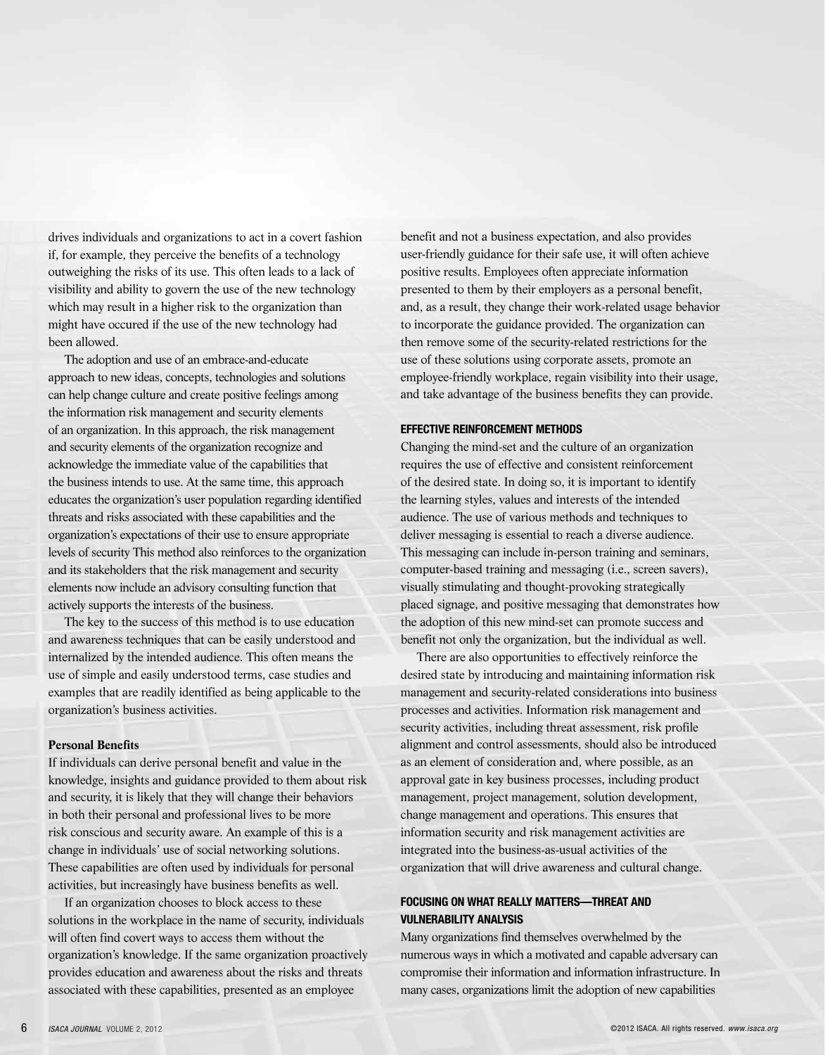drives individuals and organizations to act in a covert fashion if, for example, they perceive the benefits of a technology outweighing the risks of its use. This often leads to a lack of visibility and ability to govern the use of the new technology which may result in a higher risk to the organization than might have occured if the use of the new technology had been allowed.

The adoption and use of an embrace-and-educate approach to new ideas, concepts, technologies and solutions can help change culture and create positive feelings among the information risk management and security elements of an organization. In this approach, the risk management and security elements of the organization recognize and acknowledge the immediate value of the capabilities that the business intends to use. At the same time, this approach educates the organization's user population regarding identified threats and risks associated with these capabilities and the organization's expectations of their use to ensure appropriate levels of security This method also reinforces to the organization and its stakeholders that the risk management and security elements now include an advisory consulting function that actively supports the interests of the business.

The key to the success of this method is to use education and awareness techniques that can be easily understood and internalized by the intended audience. This often means the use of simple and easily understood terms, case studies and examples that are readily identified as being applicable to the organization's business activities.

### Personal Benefits

If individuals can derive personal benefit and value in the knowledge, insights and guidance provided to them about risk and security, it is likely that they will change their behaviors in both their personal and professional lives to be more risk conscious and security aware. An example of this is a change in individuals' use of social networking solutions. These capabilities are often used by individuals for personal activities, but increasingly have business benefits as well.

If an organization chooses to block access to these solutions in the workplace in the name of security, individuals will often find covert ways to access them without the organization's knowledge. If the same organization proactively provides education and awareness about the risks and threats associated with these capabilities, presented as an employee benefit and not a business expectation, and also provides user-friendly guidance for their safe use, it will often achieve positive results. Employees often appreciate information presented to them by their employers as a personal benefit, and, as a result, they change their work-related usage behavior to incorporate the guidance provided. The organization can then remove some of the security-related restrictions for the use of these solutions using corporate assets, promote an employee-friendly workplace, regain visibility into their usage, and take advantage of the business benefits they can provide.

## EFFECTIVE REINFORCEMENT METHODS

Changing the mind-set and the culture of an organization requires the use of effective and consistent reinforcement of the desired state. In doing so, it is important to identify the learning styles, values and interests of the intended audience. The use of various methods and techniques to deliver messaging is essential to reach a diverse audience. This messaging can include in-person training and seminars, computer-based training and messaging (i.e., screen savers), visually stimulating and thought-provoking strategically placed signage, and positive messaging that demonstrates how the adoption of this new mind-set can promote success and benefit not only the organization, but the individual as well.

There are also opportunities to effectively reinforce the desired state by introducing and maintaining information risk management and security-related considerations into business processes and activities. Information risk management and security activities, including threat assessment, risk profile alignment and control assessments, should also be introduced as an element of consideration and, where possible, as an approval gate in key business processes, including product management, project management, solution development, change management and operations. This ensures that information security and risk management activities are integrated into the business-as-usual activities of the organization that will drive awareness and cultural change.

## FOCUSING ON WHAT REALLY MATTERS—THREAT AND VULNERABILITY ANALYSIS

Many organizations find themselves overwhelmed by the numerous ways in which a motivated and capable adversary can compromise their information and information infrastructure. In many cases, organizations limit the adoption of new capabilities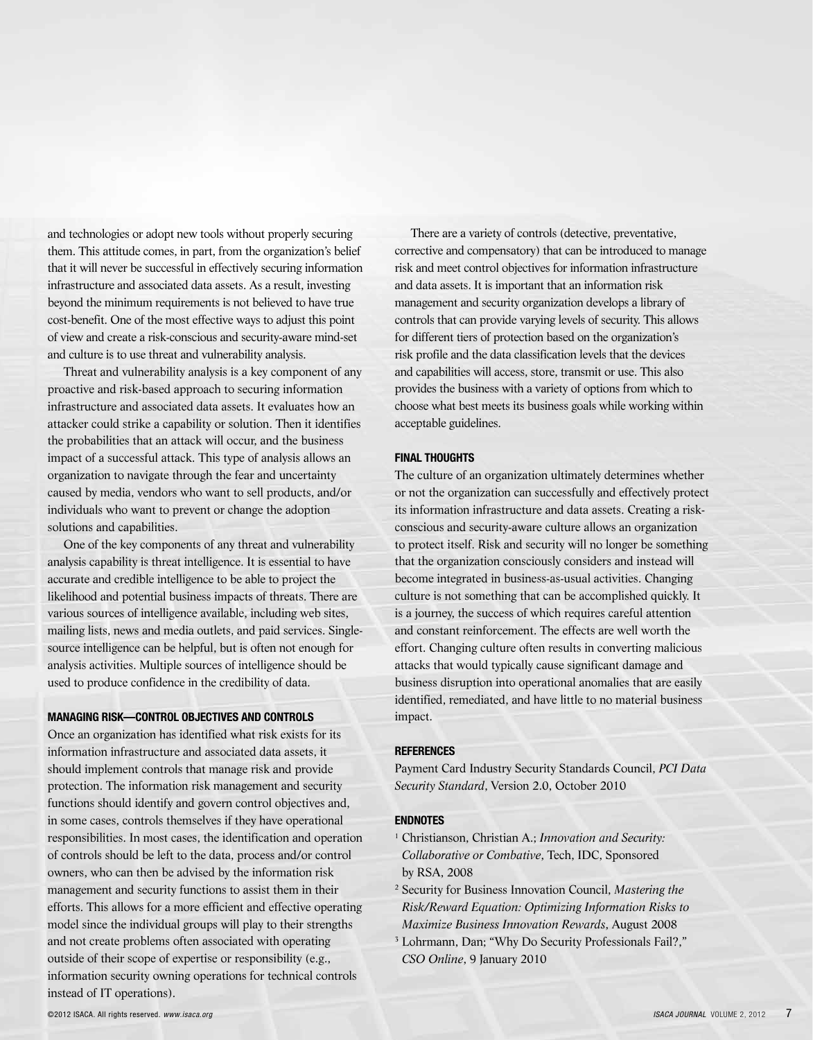and technologies or adopt new tools without properly securing them. This attitude comes, in part, from the organization's belief that it will never be successful in effectively securing information infrastructure and associated data assets. As a result, investing beyond the minimum requirements is not believed to have true cost-benefit. One of the most effective ways to adjust this point of view and create a risk-conscious and security-aware mind-set and culture is to use threat and vulnerability analysis.

Threat and vulnerability analysis is a key component of any proactive and risk-based approach to securing information infrastructure and associated data assets. It evaluates how an attacker could strike a capability or solution. Then it identifies the probabilities that an attack will occur, and the business impact of a successful attack. This type of analysis allows an organization to navigate through the fear and uncertainty caused by media, vendors who want to sell products, and/or individuals who want to prevent or change the adoption solutions and capabilities.

One of the key components of any threat and vulnerability analysis capability is threat intelligence. It is essential to have accurate and credible intelligence to be able to project the likelihood and potential business impacts of threats. There are various sources of intelligence available, including web sites, mailing lists, news and media outlets, and paid services. Single-source intelligence can be helpful, but is often not enough for analysis activities. Multiple sources of intelligence should be used to produce confidence in the credibility of data.

### MANAGING RISK—CONTROL OBJECTIVES AND CONTROLS

Once an organization has identified what risk exists for its information infrastructure and associated data assets, it should implement controls that manage risk and provide protection. The information risk management and security functions should identify and govern control objectives and, in some cases, controls themselves if they have operational responsibilities. In most cases, the identification and operation of controls should be left to the data, process and/or control owners, who can then be advised by the information risk management and security functions to assist them in their efforts. This allows for a more efficient and effective operating model since the individual groups will play to their strengths and not create problems often associated with operating outside of their scope of expertise or responsibility (e.g., information security owning operations for technical controls instead of IT operations).

There are a variety of controls (detective, preventative, corrective and compensatory) that can be introduced to manage risk and meet control objectives for information infrastructure and data assets. It is important that an information risk management and security organization develops a library of controls that can provide varying levels of security. This allows for different tiers of protection based on the organization's risk profile and the data classification levels that the devices and capabilities will access, store, transmit or use. This also provides the business with a variety of options from which to choose what best meets its business goals while working within acceptable guidelines.

### FINAL THOUGHTS

The culture of an organization ultimately determines whether or not the organization can successfully and effectively protect its information infrastructure and data assets. Creating a risk-conscious and security-aware culture allows an organization to protect itself. Risk and security will no longer be something that the organization consciously considers and instead will become integrated in business-as-usual activities. Changing culture is not something that can be accomplished quickly. It is a journey, the success of which requires careful attention and constant reinforcement. The effects are well worth the effort. Changing culture often results in converting malicious attacks that would typically cause significant damage and business disruption into operational anomalies that are easily identified, remediated, and have little to no material business impact.

### REFERENCES

Payment Card Industry Security Standards Council, *PCI Data Security Standard*, Version 2.0, October 2010

### ENDNOTES

[1] Christianson, Christian A.; *Innovation and Security: Collaborative or Combative*, Tech, IDC, Sponsored by RSA, 2008

[2] Security for Business Innovation Council, *Mastering the Risk/Reward Equation: Optimizing Information Risks to Maximize Business Innovation Rewards*, August 2008

[3] Lohrmann, Dan; "Why Do Security Professionals Fail?," *CSO Online*, 9 January 2010